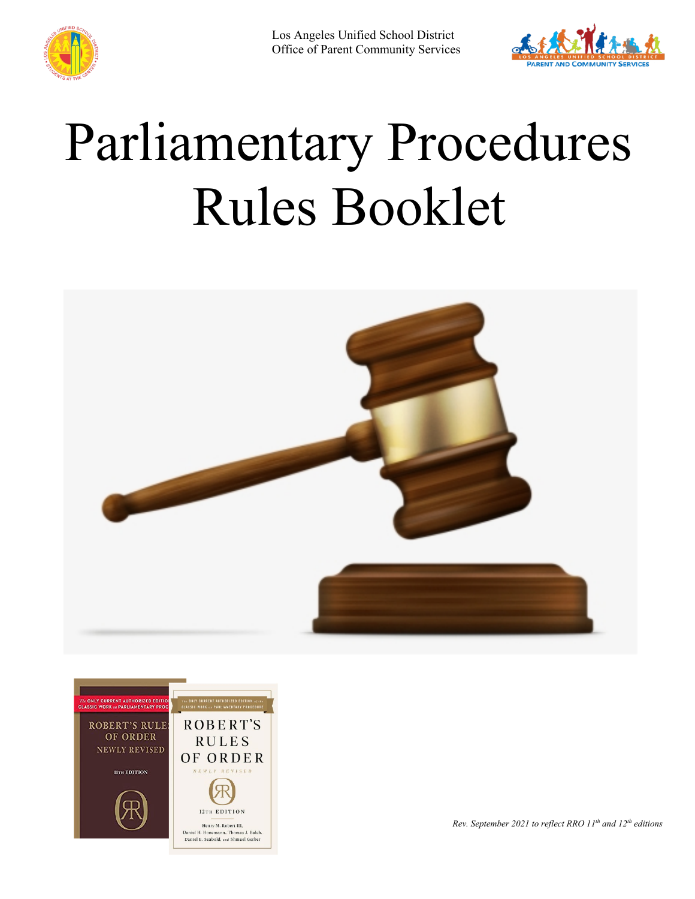Los Angeles Unified School District
Office of Parent Community Services

# Parliamentary Procedures Rules Booklet

*Rev. September 2021 to reflect RRO 11th and 12th editions*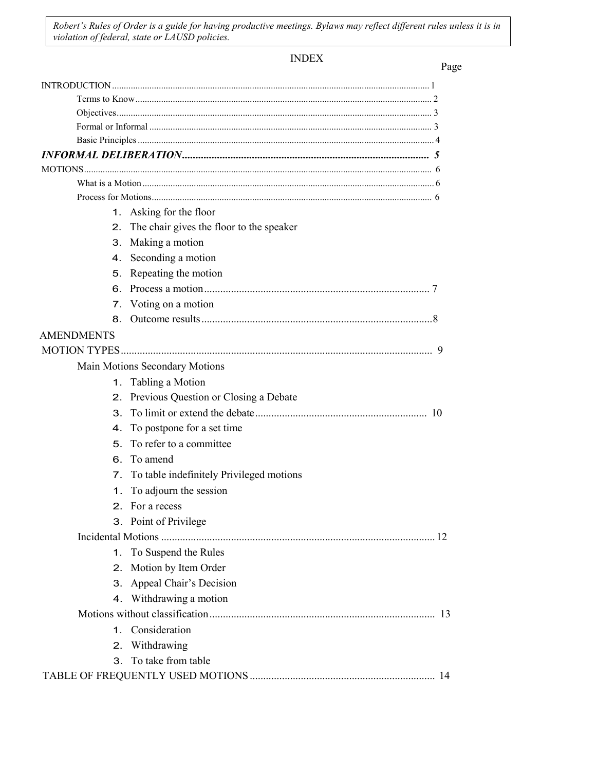*Robert's Rules of Order is a guide for having productive meetings. Bylaws may reflect different rules unless it is in violation of federal, state or LAUSD policies.*

# INDEX

| | Page |
|---|---|
| INTRODUCTION | 1 |
| Terms to Know | 2 |
| Objectives | 3 |
| Formal or Informal | 3 |
| Basic Principles | 4 |
| ***INFORMAL DELIBERATION*** | ***5*** |
| MOTIONS | 6 |
| What is a Motion | 6 |
| Process for Motions | 6 |
| 1. Asking for the floor | |
| 2. The chair gives the floor to the speaker | |
| 3. Making a motion | |
| 4. Seconding a motion | |
| 5. Repeating the motion | |
| 6. Process a motion | 7 |
| 7. Voting on a motion | |
| 8. Outcome results | 8 |
| AMENDMENTS | |
| MOTION TYPES | 9 |
| Main Motions Secondary Motions | |
| 1. Tabling a Motion | |
| 2. Previous Question or Closing a Debate | |
| 3. To limit or extend the debate | 10 |
| 4. To postpone for a set time | |
| 5. To refer to a committee | |
| 6. To amend | |
| 7. To table indefinitely Privileged motions | |
| 1. To adjourn the session | |
| 2. For a recess | |
| 3. Point of Privilege | |
| Incidental Motions | 12 |
| 1. To Suspend the Rules | |
| 2. Motion by Item Order | |
| 3. Appeal Chair's Decision | |
| 4. Withdrawing a motion | |
| Motions without classification | 13 |
| 1. Consideration | |
| 2. Withdrawing | |
| 3. To take from table | |
| TABLE OF FREQUENTLY USED MOTIONS | 14 |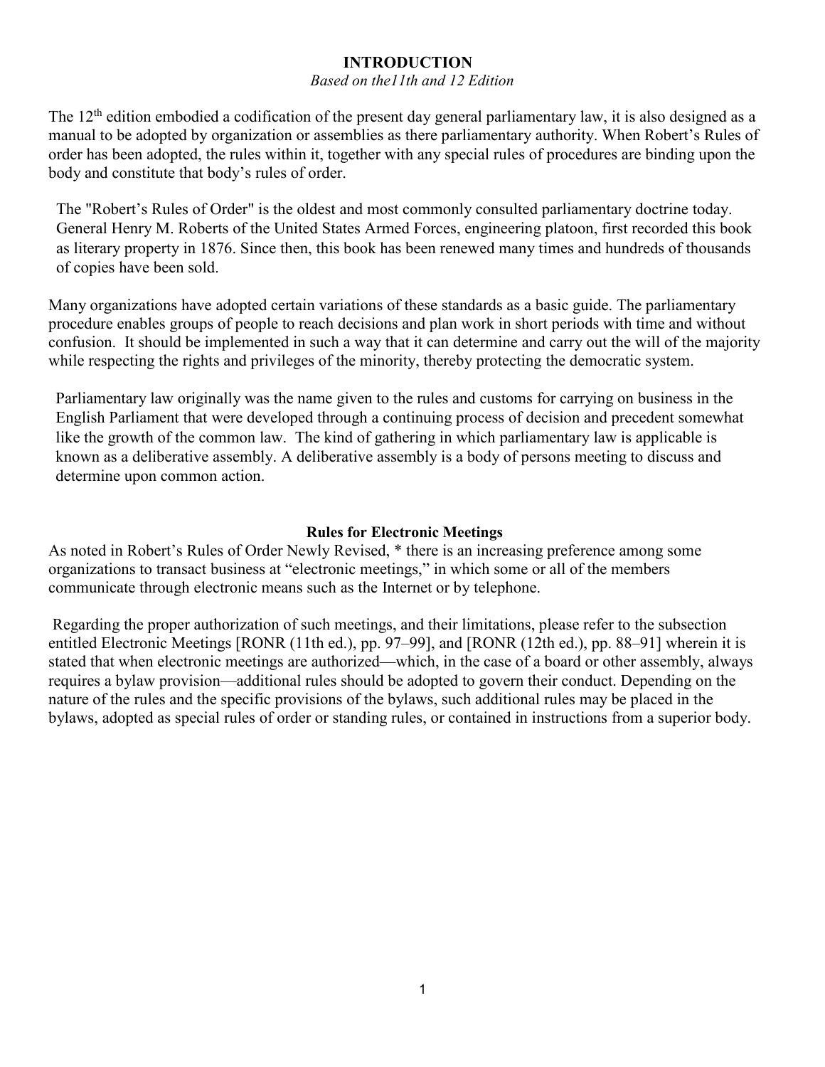# INTRODUCTION

*Based on the11th and 12 Edition*

The 12th edition embodied a codification of the present day general parliamentary law, it is also designed as a manual to be adopted by organization or assemblies as there parliamentary authority. When Robert's Rules of order has been adopted, the rules within it, together with any special rules of procedures are binding upon the body and constitute that body's rules of order.

The "Robert's Rules of Order" is the oldest and most commonly consulted parliamentary doctrine today. General Henry M. Roberts of the United States Armed Forces, engineering platoon, first recorded this book as literary property in 1876. Since then, this book has been renewed many times and hundreds of thousands of copies have been sold.

Many organizations have adopted certain variations of these standards as a basic guide. The parliamentary procedure enables groups of people to reach decisions and plan work in short periods with time and without confusion. It should be implemented in such a way that it can determine and carry out the will of the majority while respecting the rights and privileges of the minority, thereby protecting the democratic system.

Parliamentary law originally was the name given to the rules and customs for carrying on business in the English Parliament that were developed through a continuing process of decision and precedent somewhat like the growth of the common law. The kind of gathering in which parliamentary law is applicable is known as a deliberative assembly. A deliberative assembly is a body of persons meeting to discuss and determine upon common action.

## Rules for Electronic Meetings

As noted in Robert's Rules of Order Newly Revised, * there is an increasing preference among some organizations to transact business at "electronic meetings," in which some or all of the members communicate through electronic means such as the Internet or by telephone.

Regarding the proper authorization of such meetings, and their limitations, please refer to the subsection entitled Electronic Meetings [RONR (11th ed.), pp. 97–99], and [RONR (12th ed.), pp. 88–91] wherein it is stated that when electronic meetings are authorized—which, in the case of a board or other assembly, always requires a bylaw provision—additional rules should be adopted to govern their conduct. Depending on the nature of the rules and the specific provisions of the bylaws, such additional rules may be placed in the bylaws, adopted as special rules of order or standing rules, or contained in instructions from a superior body.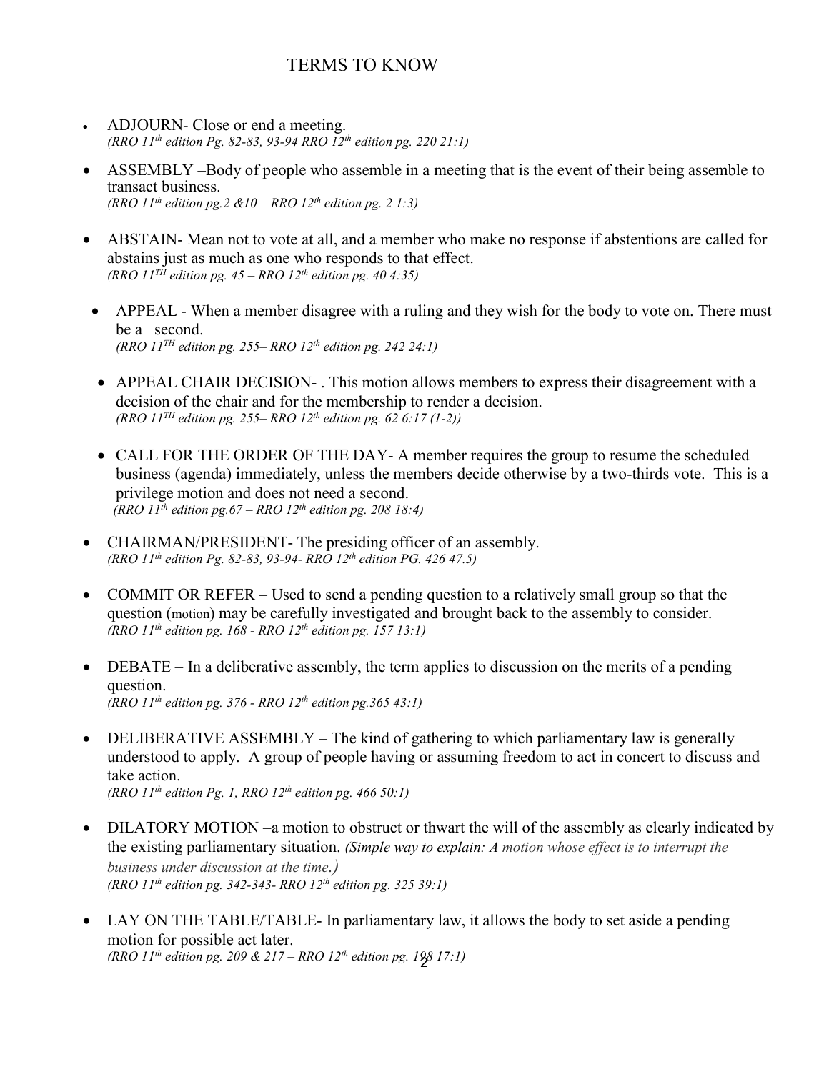# TERMS TO KNOW

- ADJOURN- Close or end a meeting.
  *(RRO 11th edition Pg. 82-83, 93-94 RRO 12th edition pg. 220 21:1)*

- ASSEMBLY –Body of people who assemble in a meeting that is the event of their being assemble to transact business.
  *(RRO 11th edition pg.2 &10 – RRO 12th edition pg. 2 1:3)*

- ABSTAIN- Mean not to vote at all, and a member who make no response if abstentions are called for abstains just as much as one who responds to that effect.
  *(RRO 11TH edition pg. 45 – RRO 12th edition pg. 40 4:35)*

- APPEAL - When a member disagree with a ruling and they wish for the body to vote on. There must be a second.
  *(RRO 11TH edition pg. 255– RRO 12th edition pg. 242 24:1)*

- APPEAL CHAIR DECISION- . This motion allows members to express their disagreement with a decision of the chair and for the membership to render a decision.
  *(RRO 11TH edition pg. 255– RRO 12th edition pg. 62 6:17 (1-2))*

- CALL FOR THE ORDER OF THE DAY- A member requires the group to resume the scheduled business (agenda) immediately, unless the members decide otherwise by a two-thirds vote. This is a privilege motion and does not need a second.
  *(RRO 11th edition pg.67 – RRO 12th edition pg. 208 18:4)*

- CHAIRMAN/PRESIDENT- The presiding officer of an assembly.
  *(RRO 11th edition Pg. 82-83, 93-94- RRO 12th edition PG. 426 47.5)*

- COMMIT OR REFER – Used to send a pending question to a relatively small group so that the question (motion) may be carefully investigated and brought back to the assembly to consider.
  *(RRO 11th edition pg. 168 - RRO 12th edition pg. 157 13:1)*

- DEBATE – In a deliberative assembly, the term applies to discussion on the merits of a pending question.
  *(RRO 11th edition pg. 376 - RRO 12th edition pg.365 43:1)*

- DELIBERATIVE ASSEMBLY – The kind of gathering to which parliamentary law is generally understood to apply. A group of people having or assuming freedom to act in concert to discuss and take action.
  *(RRO 11th edition Pg. 1, RRO 12th edition pg. 466 50:1)*

- DILATORY MOTION –a motion to obstruct or thwart the will of the assembly as clearly indicated by the existing parliamentary situation. *(Simple way to explain: A motion whose effect is to interrupt the business under discussion at the time.)*
  *(RRO 11th edition pg. 342-343- RRO 12th edition pg. 325 39:1)*

- LAY ON THE TABLE/TABLE- In parliamentary law, it allows the body to set aside a pending motion for possible act later.
  *(RRO 11th edition pg. 209 & 217 – RRO 12th edition pg. 198 17:1)*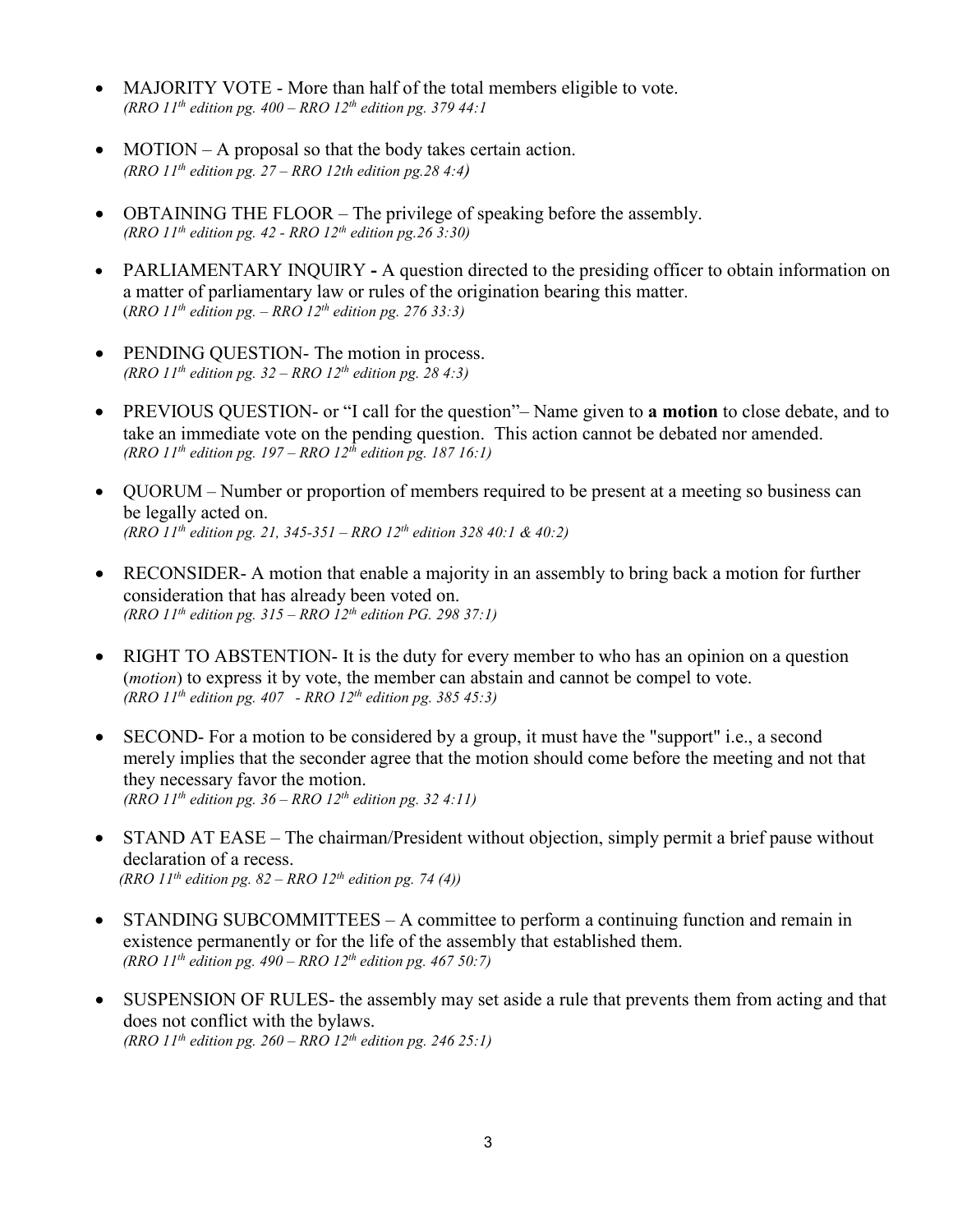- MAJORITY VOTE - More than half of the total members eligible to vote.
  *(RRO 11th edition pg. 400 – RRO 12th edition pg. 379 44:1*

- MOTION – A proposal so that the body takes certain action.
  *(RRO 11th edition pg. 27 – RRO 12th edition pg.28 4:4)*

- OBTAINING THE FLOOR – The privilege of speaking before the assembly.
  *(RRO 11th edition pg. 42 - RRO 12th edition pg.26 3:30)*

- PARLIAMENTARY INQUIRY **-** A question directed to the presiding officer to obtain information on a matter of parliamentary law or rules of the origination bearing this matter.
  (*RRO 11th edition pg. – RRO 12th edition pg. 276 33:3)*

- PENDING QUESTION- The motion in process.
  *(RRO 11th edition pg. 32 – RRO 12th edition pg. 28 4:3)*

- PREVIOUS QUESTION- or "I call for the question"– Name given to **a motion** to close debate, and to take an immediate vote on the pending question. This action cannot be debated nor amended.
  *(RRO 11th edition pg. 197 – RRO 12th edition pg. 187 16:1)*

- QUORUM – Number or proportion of members required to be present at a meeting so business can be legally acted on.
  *(RRO 11th edition pg. 21, 345-351 – RRO 12th edition 328 40:1 & 40:2)*

- RECONSIDER- A motion that enable a majority in an assembly to bring back a motion for further consideration that has already been voted on.
  *(RRO 11th edition pg. 315 – RRO 12th edition PG. 298 37:1)*

- RIGHT TO ABSTENTION- It is the duty for every member to who has an opinion on a question (*motion*) to express it by vote, the member can abstain and cannot be compel to vote.
  *(RRO 11th edition pg. 407 - RRO 12th edition pg. 385 45:3)*

- SECOND- For a motion to be considered by a group, it must have the "support" i.e., a second merely implies that the seconder agree that the motion should come before the meeting and not that they necessary favor the motion.
  *(RRO 11th edition pg. 36 – RRO 12th edition pg. 32 4:11)*

- STAND AT EASE – The chairman/President without objection, simply permit a brief pause without declaration of a recess.
  *(RRO 11th edition pg. 82 – RRO 12th edition pg. 74 (4))*

- STANDING SUBCOMMITTEES – A committee to perform a continuing function and remain in existence permanently or for the life of the assembly that established them.
  *(RRO 11th edition pg. 490 – RRO 12th edition pg. 467 50:7)*

- SUSPENSION OF RULES- the assembly may set aside a rule that prevents them from acting and that does not conflict with the bylaws.
  *(RRO 11th edition pg. 260 – RRO 12th edition pg. 246 25:1)*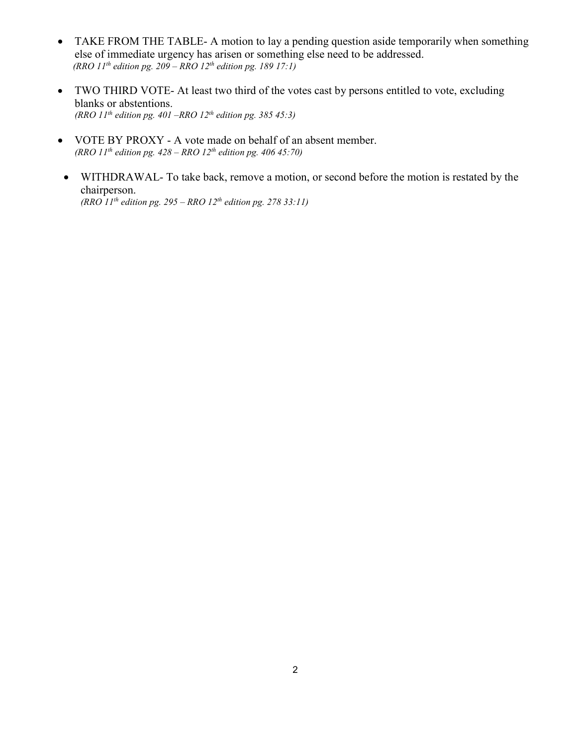- TAKE FROM THE TABLE- A motion to lay a pending question aside temporarily when something else of immediate urgency has arisen or something else need to be addressed.
  *(RRO 11th edition pg. 209 – RRO 12th edition pg. 189 17:1)*

- TWO THIRD VOTE- At least two third of the votes cast by persons entitled to vote, excluding blanks or abstentions.
  *(RRO 11th edition pg. 401 –RRO 12th edition pg. 385 45:3)*

- VOTE BY PROXY - A vote made on behalf of an absent member.
  *(RRO 11th edition pg. 428 – RRO 12th edition pg. 406 45:70)*

- WITHDRAWAL- To take back, remove a motion, or second before the motion is restated by the chairperson.
  *(RRO 11th edition pg. 295 – RRO 12th edition pg. 278 33:11)*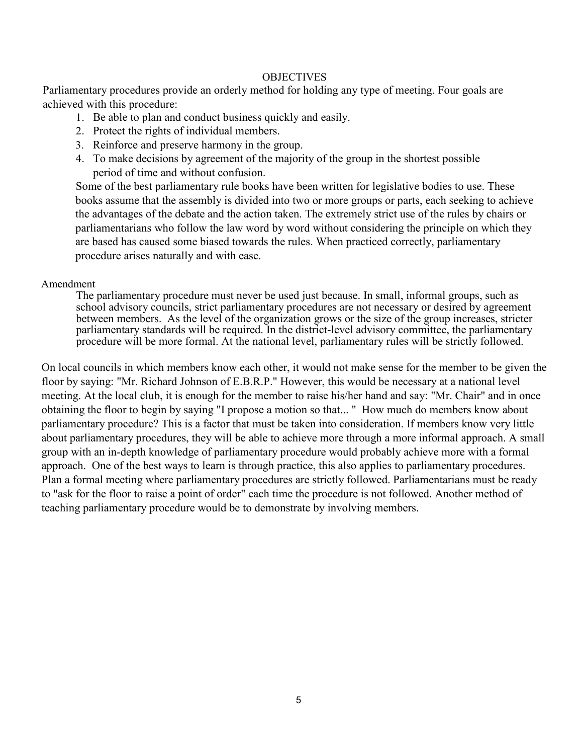## OBJECTIVES

Parliamentary procedures provide an orderly method for holding any type of meeting. Four goals are achieved with this procedure:

1. Be able to plan and conduct business quickly and easily.
2. Protect the rights of individual members.
3. Reinforce and preserve harmony in the group.
4. To make decisions by agreement of the majority of the group in the shortest possible period of time and without confusion.

Some of the best parliamentary rule books have been written for legislative bodies to use. These books assume that the assembly is divided into two or more groups or parts, each seeking to achieve the advantages of the debate and the action taken. The extremely strict use of the rules by chairs or parliamentarians who follow the law word by word without considering the principle on which they are based has caused some biased towards the rules. When practiced correctly, parliamentary procedure arises naturally and with ease.

### Amendment

The parliamentary procedure must never be used just because. In small, informal groups, such as school advisory councils, strict parliamentary procedures are not necessary or desired by agreement between members. As the level of the organization grows or the size of the group increases, stricter parliamentary standards will be required. In the district-level advisory committee, the parliamentary procedure will be more formal. At the national level, parliamentary rules will be strictly followed.

On local councils in which members know each other, it would not make sense for the member to be given the floor by saying: "Mr. Richard Johnson of E.B.R.P." However, this would be necessary at a national level meeting. At the local club, it is enough for the member to raise his/her hand and say: "Mr. Chair" and in once obtaining the floor to begin by saying "I propose a motion so that... " How much do members know about parliamentary procedure? This is a factor that must be taken into consideration. If members know very little about parliamentary procedures, they will be able to achieve more through a more informal approach. A small group with an in-depth knowledge of parliamentary procedure would probably achieve more with a formal approach. One of the best ways to learn is through practice, this also applies to parliamentary procedures. Plan a formal meeting where parliamentary procedures are strictly followed. Parliamentarians must be ready to "ask for the floor to raise a point of order" each time the procedure is not followed. Another method of teaching parliamentary procedure would be to demonstrate by involving members.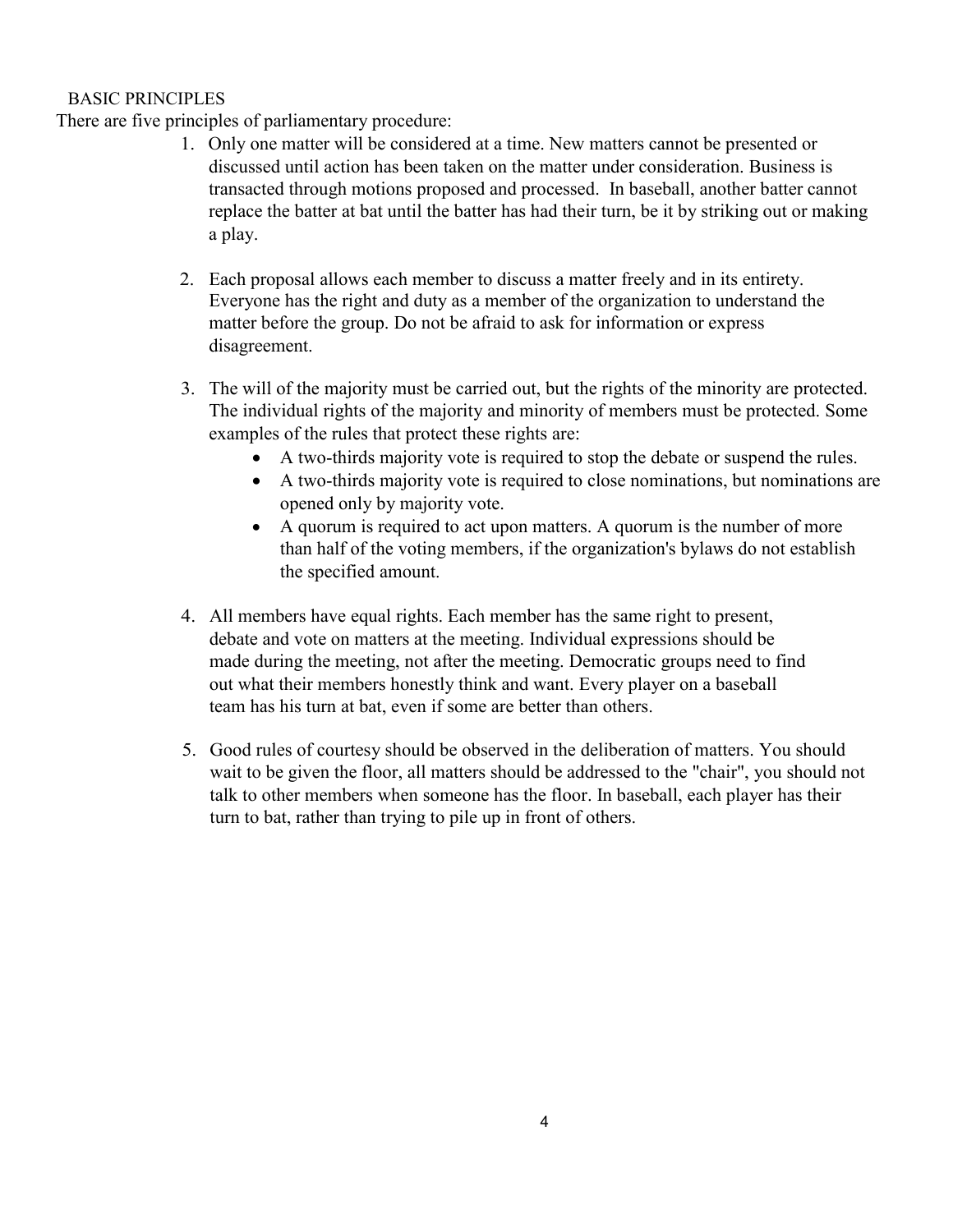## BASIC PRINCIPLES

There are five principles of parliamentary procedure:

1. Only one matter will be considered at a time. New matters cannot be presented or discussed until action has been taken on the matter under consideration. Business is transacted through motions proposed and processed. In baseball, another batter cannot replace the batter at bat until the batter has had their turn, be it by striking out or making a play.

2. Each proposal allows each member to discuss a matter freely and in its entirety. Everyone has the right and duty as a member of the organization to understand the matter before the group. Do not be afraid to ask for information or express disagreement.

3. The will of the majority must be carried out, but the rights of the minority are protected. The individual rights of the majority and minority of members must be protected. Some examples of the rules that protect these rights are:
   - A two-thirds majority vote is required to stop the debate or suspend the rules.
   - A two-thirds majority vote is required to close nominations, but nominations are opened only by majority vote.
   - A quorum is required to act upon matters. A quorum is the number of more than half of the voting members, if the organization's bylaws do not establish the specified amount.

4. All members have equal rights. Each member has the same right to present, debate and vote on matters at the meeting. Individual expressions should be made during the meeting, not after the meeting. Democratic groups need to find out what their members honestly think and want. Every player on a baseball team has his turn at bat, even if some are better than others.

5. Good rules of courtesy should be observed in the deliberation of matters. You should wait to be given the floor, all matters should be addressed to the "chair", you should not talk to other members when someone has the floor. In baseball, each player has their turn to bat, rather than trying to pile up in front of others.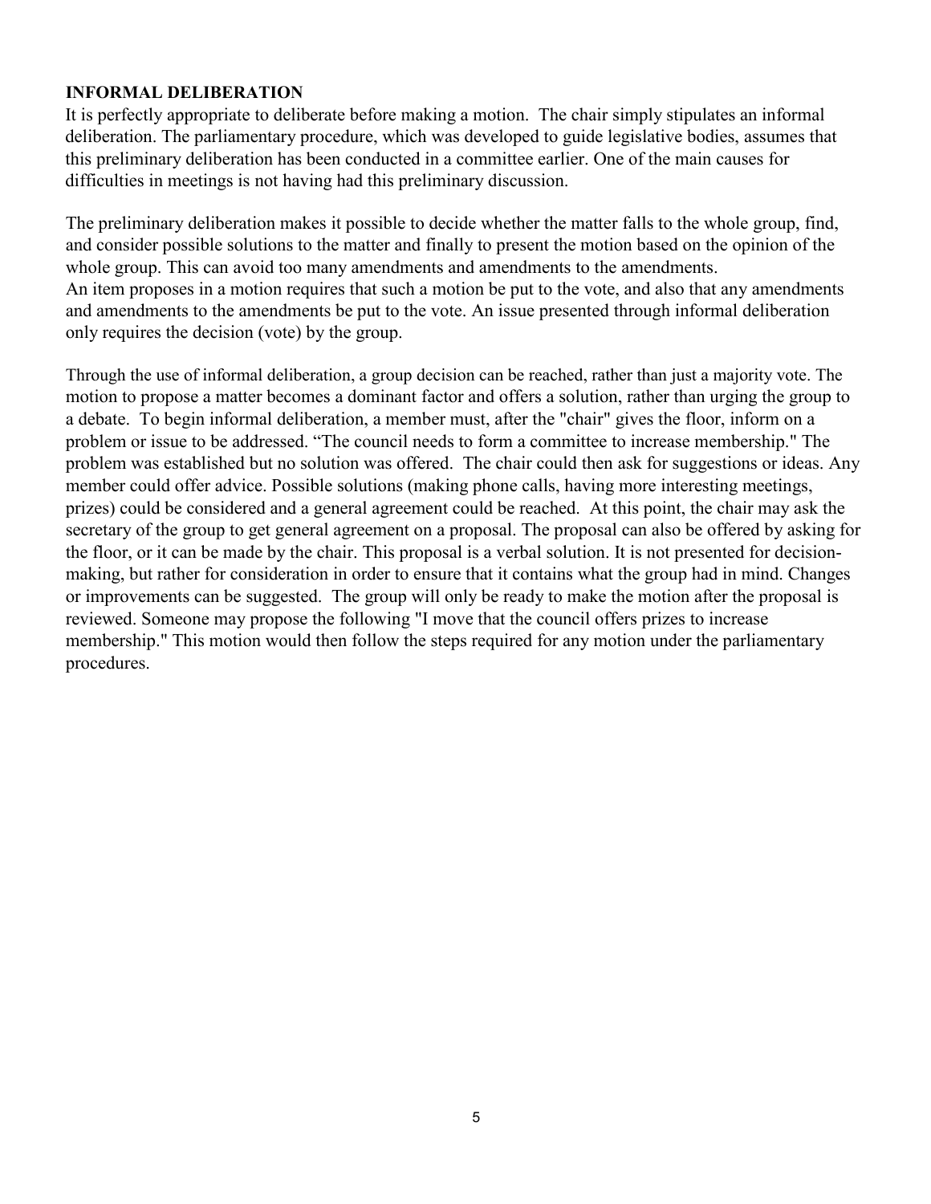## INFORMAL DELIBERATION

It is perfectly appropriate to deliberate before making a motion. The chair simply stipulates an informal deliberation. The parliamentary procedure, which was developed to guide legislative bodies, assumes that this preliminary deliberation has been conducted in a committee earlier. One of the main causes for difficulties in meetings is not having had this preliminary discussion.

The preliminary deliberation makes it possible to decide whether the matter falls to the whole group, find, and consider possible solutions to the matter and finally to present the motion based on the opinion of the whole group. This can avoid too many amendments and amendments to the amendments.
An item proposes in a motion requires that such a motion be put to the vote, and also that any amendments and amendments to the amendments be put to the vote. An issue presented through informal deliberation only requires the decision (vote) by the group.

Through the use of informal deliberation, a group decision can be reached, rather than just a majority vote. The motion to propose a matter becomes a dominant factor and offers a solution, rather than urging the group to a debate. To begin informal deliberation, a member must, after the "chair" gives the floor, inform on a problem or issue to be addressed. "The council needs to form a committee to increase membership." The problem was established but no solution was offered. The chair could then ask for suggestions or ideas. Any member could offer advice. Possible solutions (making phone calls, having more interesting meetings, prizes) could be considered and a general agreement could be reached. At this point, the chair may ask the secretary of the group to get general agreement on a proposal. The proposal can also be offered by asking for the floor, or it can be made by the chair. This proposal is a verbal solution. It is not presented for decision-making, but rather for consideration in order to ensure that it contains what the group had in mind. Changes or improvements can be suggested. The group will only be ready to make the motion after the proposal is reviewed. Someone may propose the following "I move that the council offers prizes to increase membership." This motion would then follow the steps required for any motion under the parliamentary procedures.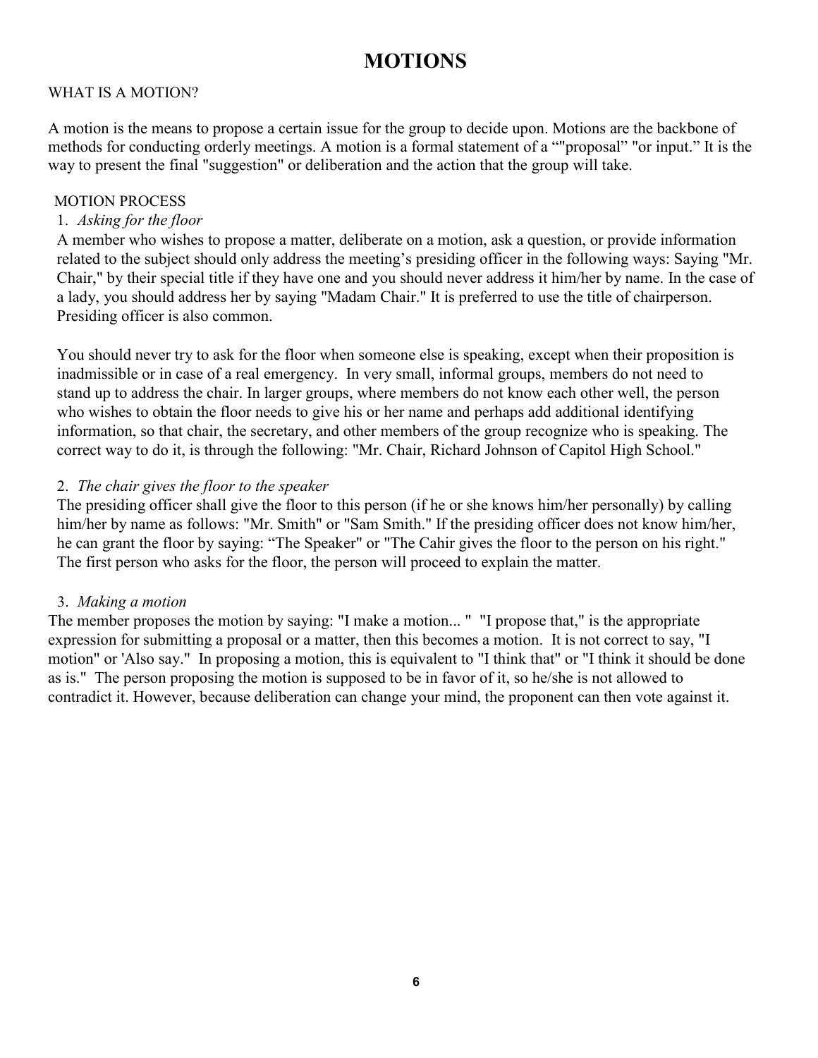# MOTIONS

WHAT IS A MOTION?

A motion is the means to propose a certain issue for the group to decide upon. Motions are the backbone of methods for conducting orderly meetings. A motion is a formal statement of a “"proposal” "or input.” It is the way to present the final "suggestion" or deliberation and the action that the group will take.

MOTION PROCESS

1. *Asking for the floor*

A member who wishes to propose a matter, deliberate on a motion, ask a question, or provide information related to the subject should only address the meeting’s presiding officer in the following ways: Saying "Mr. Chair," by their special title if they have one and you should never address it him/her by name. In the case of a lady, you should address her by saying "Madam Chair." It is preferred to use the title of chairperson. Presiding officer is also common.

You should never try to ask for the floor when someone else is speaking, except when their proposition is inadmissible or in case of a real emergency. In very small, informal groups, members do not need to stand up to address the chair. In larger groups, where members do not know each other well, the person who wishes to obtain the floor needs to give his or her name and perhaps add additional identifying information, so that chair, the secretary, and other members of the group recognize who is speaking. The correct way to do it, is through the following: "Mr. Chair, Richard Johnson of Capitol High School."

2. *The chair gives the floor to the speaker*

The presiding officer shall give the floor to this person (if he or she knows him/her personally) by calling him/her by name as follows: "Mr. Smith" or "Sam Smith." If the presiding officer does not know him/her, he can grant the floor by saying: “The Speaker" or "The Cahir gives the floor to the person on his right." The first person who asks for the floor, the person will proceed to explain the matter.

3. *Making a motion*

The member proposes the motion by saying: "I make a motion... " "I propose that," is the appropriate expression for submitting a proposal or a matter, then this becomes a motion. It is not correct to say, "I motion" or 'Also say." In proposing a motion, this is equivalent to "I think that" or "I think it should be done as is." The person proposing the motion is supposed to be in favor of it, so he/she is not allowed to contradict it. However, because deliberation can change your mind, the proponent can then vote against it.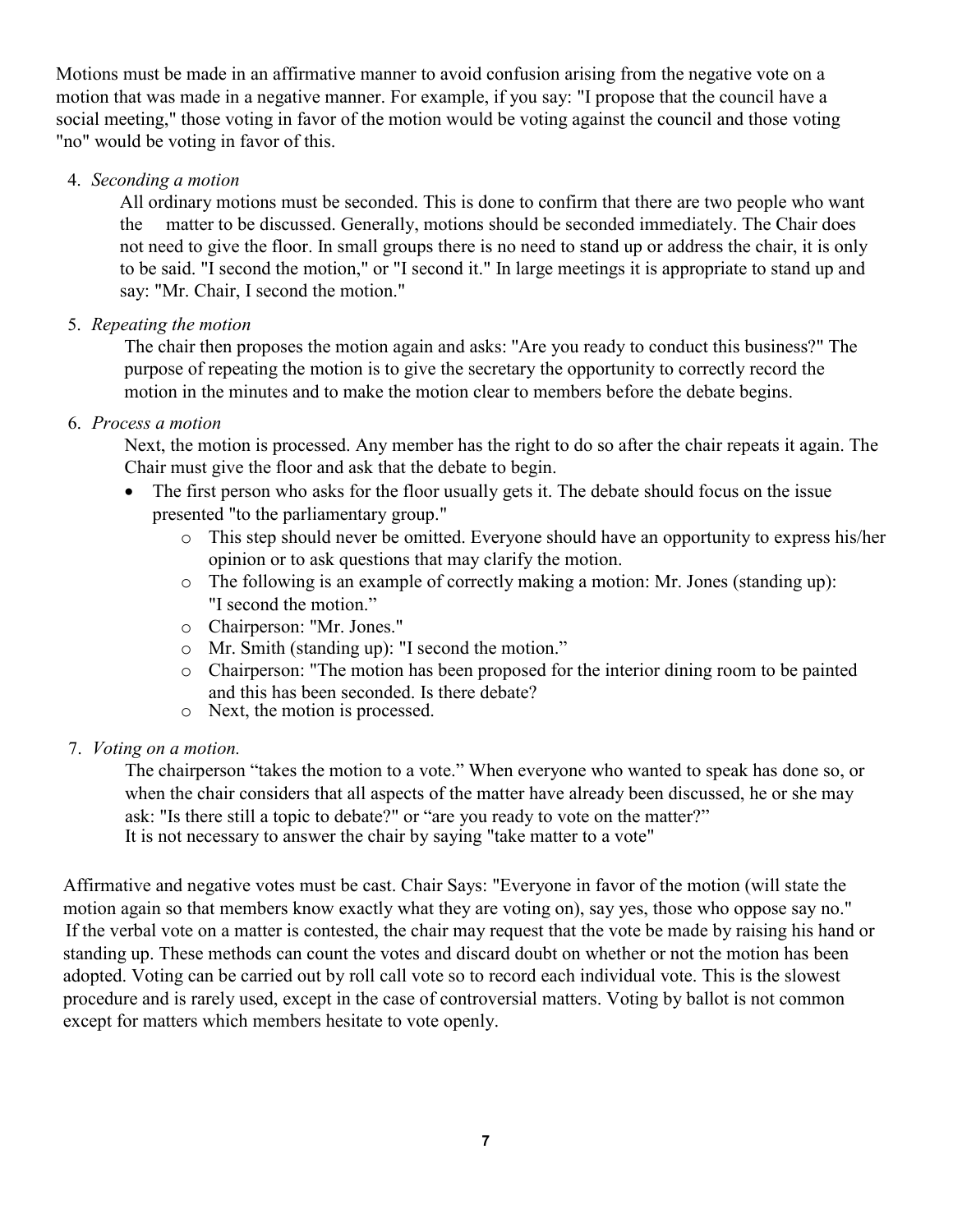Motions must be made in an affirmative manner to avoid confusion arising from the negative vote on a motion that was made in a negative manner. For example, if you say: "I propose that the council have a social meeting," those voting in favor of the motion would be voting against the council and those voting "no" would be voting in favor of this.

4. *Seconding a motion*

   All ordinary motions must be seconded. This is done to confirm that there are two people who want the matter to be discussed. Generally, motions should be seconded immediately. The Chair does not need to give the floor. In small groups there is no need to stand up or address the chair, it is only to be said. "I second the motion," or "I second it." In large meetings it is appropriate to stand up and say: "Mr. Chair, I second the motion."

5. *Repeating the motion*

   The chair then proposes the motion again and asks: "Are you ready to conduct this business?" The purpose of repeating the motion is to give the secretary the opportunity to correctly record the motion in the minutes and to make the motion clear to members before the debate begins.

6. *Process a motion*

   Next, the motion is processed. Any member has the right to do so after the chair repeats it again. The Chair must give the floor and ask that the debate to begin.

   - The first person who asks for the floor usually gets it. The debate should focus on the issue presented "to the parliamentary group."
     - This step should never be omitted. Everyone should have an opportunity to express his/her opinion or to ask questions that may clarify the motion.
     - The following is an example of correctly making a motion: Mr. Jones (standing up): "I second the motion."
     - Chairperson: "Mr. Jones."
     - Mr. Smith (standing up): "I second the motion."
     - Chairperson: "The motion has been proposed for the interior dining room to be painted and this has been seconded. Is there debate?
     - Next, the motion is processed.

7. *Voting on a motion.*

   The chairperson "takes the motion to a vote." When everyone who wanted to speak has done so, or when the chair considers that all aspects of the matter have already been discussed, he or she may ask: "Is there still a topic to debate?" or "are you ready to vote on the matter?"
   It is not necessary to answer the chair by saying "take matter to a vote"

Affirmative and negative votes must be cast. Chair Says: "Everyone in favor of the motion (will state the motion again so that members know exactly what they are voting on), say yes, those who oppose say no." If the verbal vote on a matter is contested, the chair may request that the vote be made by raising his hand or standing up. These methods can count the votes and discard doubt on whether or not the motion has been adopted. Voting can be carried out by roll call vote so to record each individual vote. This is the slowest procedure and is rarely used, except in the case of controversial matters. Voting by ballot is not common except for matters which members hesitate to vote openly.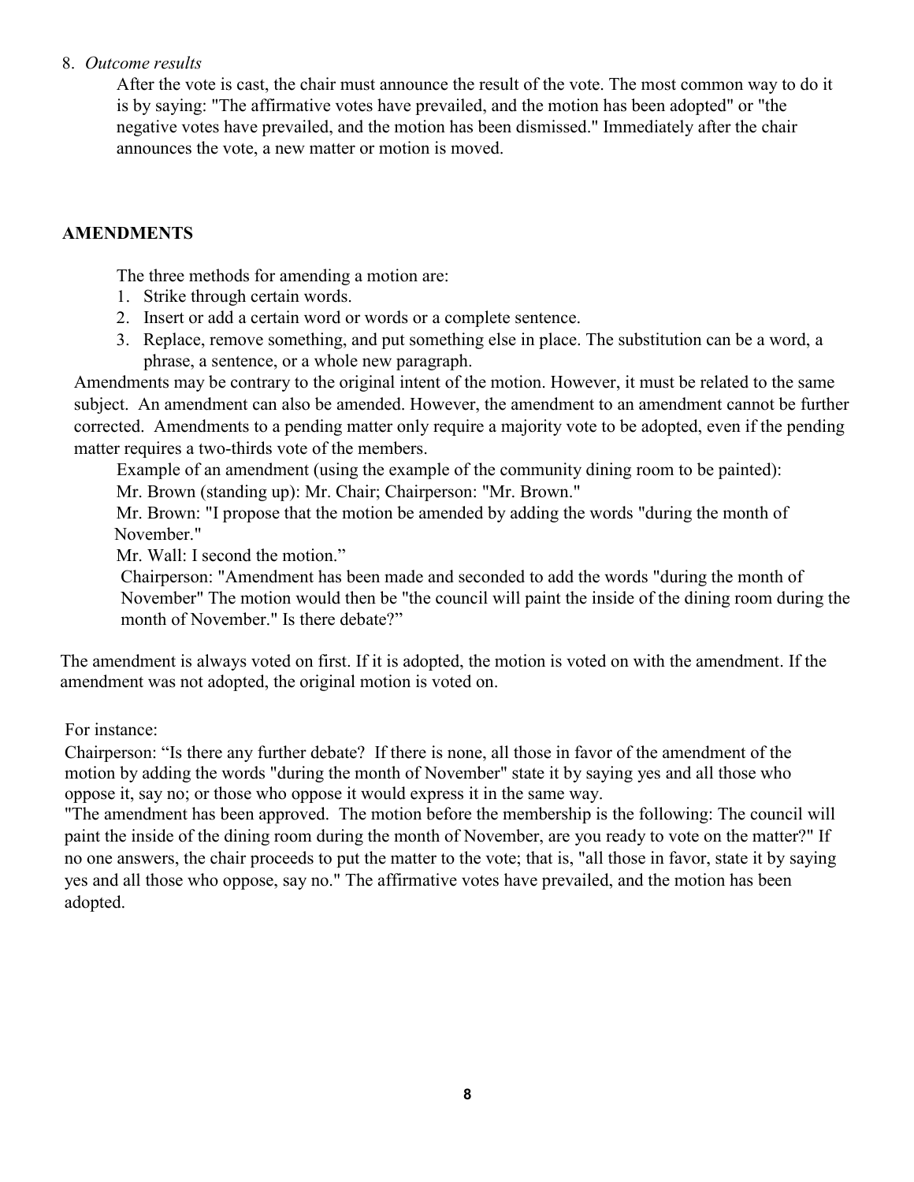8. *Outcome results*

After the vote is cast, the chair must announce the result of the vote. The most common way to do it is by saying: "The affirmative votes have prevailed, and the motion has been adopted" or "the negative votes have prevailed, and the motion has been dismissed." Immediately after the chair announces the vote, a new matter or motion is moved.

## AMENDMENTS

The three methods for amending a motion are:

1. Strike through certain words.
2. Insert or add a certain word or words or a complete sentence.
3. Replace, remove something, and put something else in place. The substitution can be a word, a phrase, a sentence, or a whole new paragraph.

Amendments may be contrary to the original intent of the motion. However, it must be related to the same subject. An amendment can also be amended. However, the amendment to an amendment cannot be further corrected. Amendments to a pending matter only require a majority vote to be adopted, even if the pending matter requires a two-thirds vote of the members.

Example of an amendment (using the example of the community dining room to be painted):

Mr. Brown (standing up): Mr. Chair; Chairperson: "Mr. Brown."

Mr. Brown: "I propose that the motion be amended by adding the words "during the month of November."

Mr. Wall: I second the motion."

Chairperson: "Amendment has been made and seconded to add the words "during the month of November" The motion would then be "the council will paint the inside of the dining room during the month of November." Is there debate?"

The amendment is always voted on first. If it is adopted, the motion is voted on with the amendment. If the amendment was not adopted, the original motion is voted on.

For instance:

Chairperson: "Is there any further debate? If there is none, all those in favor of the amendment of the motion by adding the words "during the month of November" state it by saying yes and all those who oppose it, say no; or those who oppose it would express it in the same way.

"The amendment has been approved. The motion before the membership is the following: The council will paint the inside of the dining room during the month of November, are you ready to vote on the matter?" If no one answers, the chair proceeds to put the matter to the vote; that is, "all those in favor, state it by saying yes and all those who oppose, say no." The affirmative votes have prevailed, and the motion has been adopted.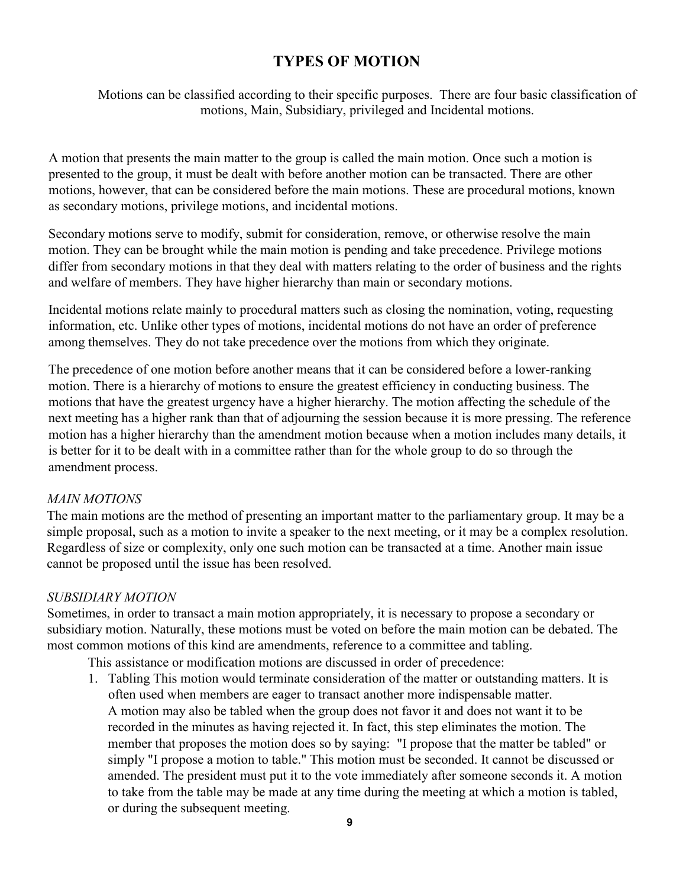# TYPES OF MOTION

Motions can be classified according to their specific purposes. There are four basic classification of motions, Main, Subsidiary, privileged and Incidental motions.

A motion that presents the main matter to the group is called the main motion. Once such a motion is presented to the group, it must be dealt with before another motion can be transacted. There are other motions, however, that can be considered before the main motions. These are procedural motions, known as secondary motions, privilege motions, and incidental motions.

Secondary motions serve to modify, submit for consideration, remove, or otherwise resolve the main motion. They can be brought while the main motion is pending and take precedence. Privilege motions differ from secondary motions in that they deal with matters relating to the order of business and the rights and welfare of members. They have higher hierarchy than main or secondary motions.

Incidental motions relate mainly to procedural matters such as closing the nomination, voting, requesting information, etc. Unlike other types of motions, incidental motions do not have an order of preference among themselves. They do not take precedence over the motions from which they originate.

The precedence of one motion before another means that it can be considered before a lower-ranking motion. There is a hierarchy of motions to ensure the greatest efficiency in conducting business. The motions that have the greatest urgency have a higher hierarchy. The motion affecting the schedule of the next meeting has a higher rank than that of adjourning the session because it is more pressing. The reference motion has a higher hierarchy than the amendment motion because when a motion includes many details, it is better for it to be dealt with in a committee rather than for the whole group to do so through the amendment process.

*MAIN MOTIONS*

The main motions are the method of presenting an important matter to the parliamentary group. It may be a simple proposal, such as a motion to invite a speaker to the next meeting, or it may be a complex resolution. Regardless of size or complexity, only one such motion can be transacted at a time. Another main issue cannot be proposed until the issue has been resolved.

*SUBSIDIARY MOTION*

Sometimes, in order to transact a main motion appropriately, it is necessary to propose a secondary or subsidiary motion. Naturally, these motions must be voted on before the main motion can be debated. The most common motions of this kind are amendments, reference to a committee and tabling.

This assistance or modification motions are discussed in order of precedence:

1. Tabling This motion would terminate consideration of the matter or outstanding matters. It is often used when members are eager to transact another more indispensable matter.
   A motion may also be tabled when the group does not favor it and does not want it to be recorded in the minutes as having rejected it. In fact, this step eliminates the motion. The member that proposes the motion does so by saying: "I propose that the matter be tabled" or simply "I propose a motion to table." This motion must be seconded. It cannot be discussed or amended. The president must put it to the vote immediately after someone seconds it. A motion to take from the table may be made at any time during the meeting at which a motion is tabled, or during the subsequent meeting.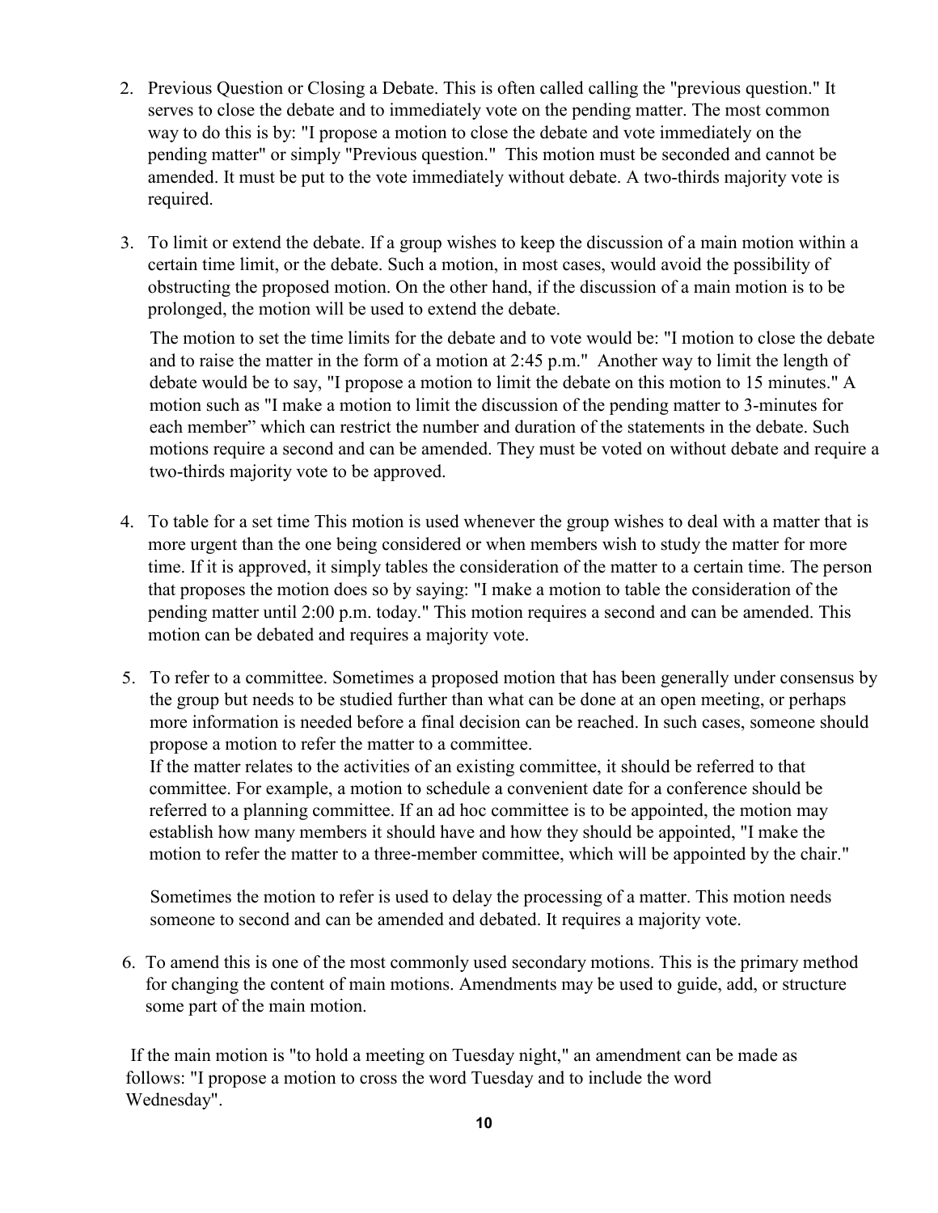2. Previous Question or Closing a Debate. This is often called calling the "previous question." It serves to close the debate and to immediately vote on the pending matter. The most common way to do this is by: "I propose a motion to close the debate and vote immediately on the pending matter" or simply "Previous question." This motion must be seconded and cannot be amended. It must be put to the vote immediately without debate. A two-thirds majority vote is required.

3. To limit or extend the debate. If a group wishes to keep the discussion of a main motion within a certain time limit, or the debate. Such a motion, in most cases, would avoid the possibility of obstructing the proposed motion. On the other hand, if the discussion of a main motion is to be prolonged, the motion will be used to extend the debate.

   The motion to set the time limits for the debate and to vote would be: "I motion to close the debate and to raise the matter in the form of a motion at 2:45 p.m." Another way to limit the length of debate would be to say, "I propose a motion to limit the debate on this motion to 15 minutes." A motion such as "I make a motion to limit the discussion of the pending matter to 3-minutes for each member" which can restrict the number and duration of the statements in the debate. Such motions require a second and can be amended. They must be voted on without debate and require a two-thirds majority vote to be approved.

4. To table for a set time This motion is used whenever the group wishes to deal with a matter that is more urgent than the one being considered or when members wish to study the matter for more time. If it is approved, it simply tables the consideration of the matter to a certain time. The person that proposes the motion does so by saying: "I make a motion to table the consideration of the pending matter until 2:00 p.m. today." This motion requires a second and can be amended. This motion can be debated and requires a majority vote.

5. To refer to a committee. Sometimes a proposed motion that has been generally under consensus by the group but needs to be studied further than what can be done at an open meeting, or perhaps more information is needed before a final decision can be reached. In such cases, someone should propose a motion to refer the matter to a committee.
   If the matter relates to the activities of an existing committee, it should be referred to that committee. For example, a motion to schedule a convenient date for a conference should be referred to a planning committee. If an ad hoc committee is to be appointed, the motion may establish how many members it should have and how they should be appointed, "I make the motion to refer the matter to a three-member committee, which will be appointed by the chair."

   Sometimes the motion to refer is used to delay the processing of a matter. This motion needs someone to second and can be amended and debated. It requires a majority vote.

6. To amend this is one of the most commonly used secondary motions. This is the primary method for changing the content of main motions. Amendments may be used to guide, add, or structure some part of the main motion.

If the main motion is "to hold a meeting on Tuesday night," an amendment can be made as follows: "I propose a motion to cross the word Tuesday and to include the word Wednesday".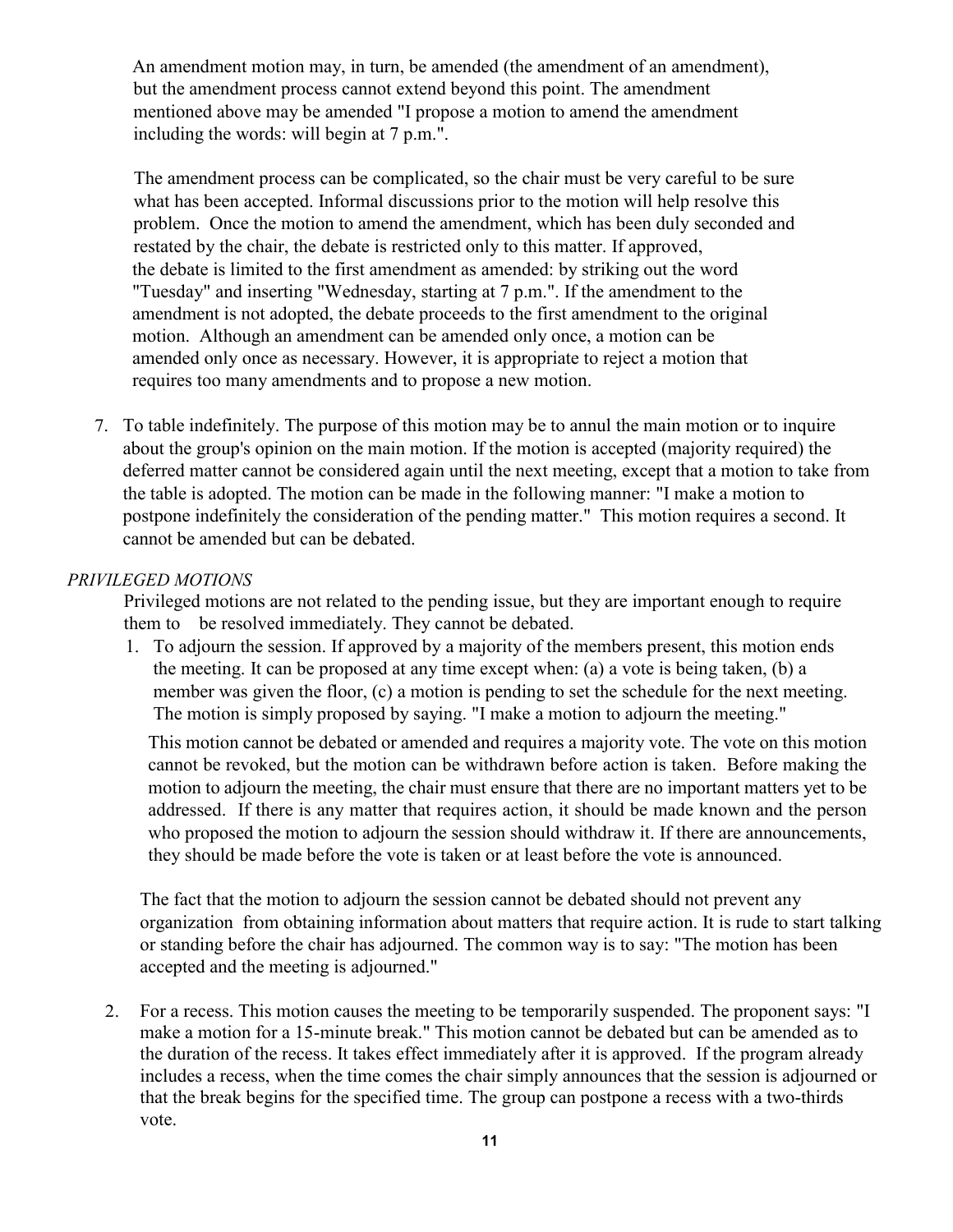An amendment motion may, in turn, be amended (the amendment of an amendment), but the amendment process cannot extend beyond this point. The amendment mentioned above may be amended "I propose a motion to amend the amendment including the words: will begin at 7 p.m.".

The amendment process can be complicated, so the chair must be very careful to be sure what has been accepted. Informal discussions prior to the motion will help resolve this problem. Once the motion to amend the amendment, which has been duly seconded and restated by the chair, the debate is restricted only to this matter. If approved, the debate is limited to the first amendment as amended: by striking out the word "Tuesday" and inserting "Wednesday, starting at 7 p.m.". If the amendment to the amendment is not adopted, the debate proceeds to the first amendment to the original motion. Although an amendment can be amended only once, a motion can be amended only once as necessary. However, it is appropriate to reject a motion that requires too many amendments and to propose a new motion.

7. To table indefinitely. The purpose of this motion may be to annul the main motion or to inquire about the group's opinion on the main motion. If the motion is accepted (majority required) the deferred matter cannot be considered again until the next meeting, except that a motion to take from the table is adopted. The motion can be made in the following manner: "I make a motion to postpone indefinitely the consideration of the pending matter." This motion requires a second. It cannot be amended but can be debated.

*PRIVILEGED MOTIONS*

Privileged motions are not related to the pending issue, but they are important enough to require them to be resolved immediately. They cannot be debated.

1. To adjourn the session. If approved by a majority of the members present, this motion ends the meeting. It can be proposed at any time except when: (a) a vote is being taken, (b) a member was given the floor, (c) a motion is pending to set the schedule for the next meeting. The motion is simply proposed by saying. "I make a motion to adjourn the meeting."

   This motion cannot be debated or amended and requires a majority vote. The vote on this motion cannot be revoked, but the motion can be withdrawn before action is taken. Before making the motion to adjourn the meeting, the chair must ensure that there are no important matters yet to be addressed. If there is any matter that requires action, it should be made known and the person who proposed the motion to adjourn the session should withdraw it. If there are announcements, they should be made before the vote is taken or at least before the vote is announced.

   The fact that the motion to adjourn the session cannot be debated should not prevent any organization from obtaining information about matters that require action. It is rude to start talking or standing before the chair has adjourned. The common way is to say: "The motion has been accepted and the meeting is adjourned."

2. For a recess. This motion causes the meeting to be temporarily suspended. The proponent says: "I make a motion for a 15-minute break." This motion cannot be debated but can be amended as to the duration of the recess. It takes effect immediately after it is approved. If the program already includes a recess, when the time comes the chair simply announces that the session is adjourned or that the break begins for the specified time. The group can postpone a recess with a two-thirds vote.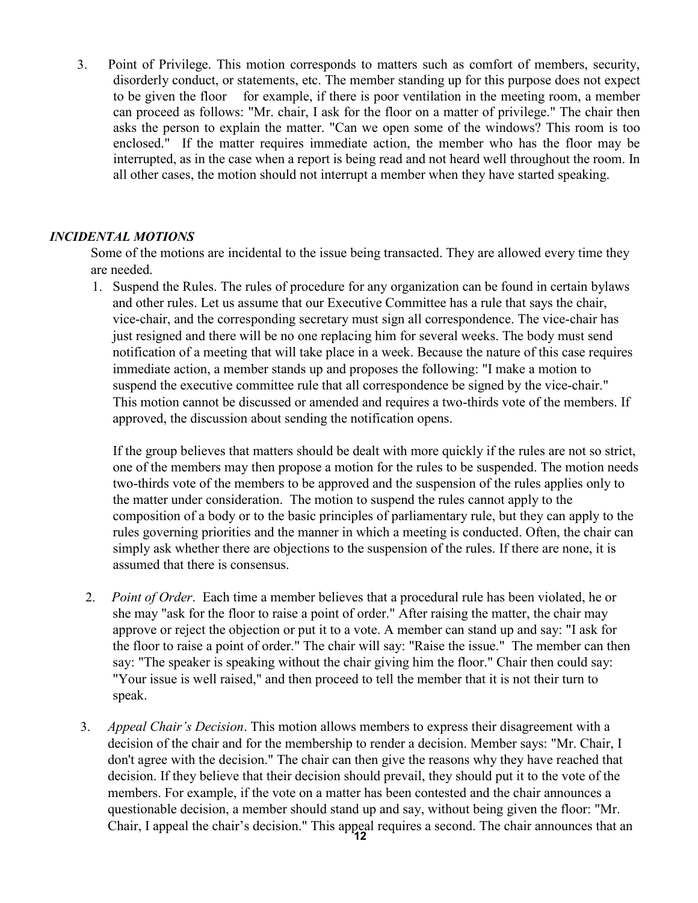3. Point of Privilege. This motion corresponds to matters such as comfort of members, security, disorderly conduct, or statements, etc. The member standing up for this purpose does not expect to be given the floor for example, if there is poor ventilation in the meeting room, a member can proceed as follows: "Mr. chair, I ask for the floor on a matter of privilege." The chair then asks the person to explain the matter. "Can we open some of the windows? This room is too enclosed." If the matter requires immediate action, the member who has the floor may be interrupted, as in the case when a report is being read and not heard well throughout the room. In all other cases, the motion should not interrupt a member when they have started speaking.

***INCIDENTAL MOTIONS***

Some of the motions are incidental to the issue being transacted. They are allowed every time they are needed.

1. Suspend the Rules. The rules of procedure for any organization can be found in certain bylaws and other rules. Let us assume that our Executive Committee has a rule that says the chair, vice-chair, and the corresponding secretary must sign all correspondence. The vice-chair has just resigned and there will be no one replacing him for several weeks. The body must send notification of a meeting that will take place in a week. Because the nature of this case requires immediate action, a member stands up and proposes the following: "I make a motion to suspend the executive committee rule that all correspondence be signed by the vice-chair." This motion cannot be discussed or amended and requires a two-thirds vote of the members. If approved, the discussion about sending the notification opens.

   If the group believes that matters should be dealt with more quickly if the rules are not so strict, one of the members may then propose a motion for the rules to be suspended. The motion needs two-thirds vote of the members to be approved and the suspension of the rules applies only to the matter under consideration. The motion to suspend the rules cannot apply to the composition of a body or to the basic principles of parliamentary rule, but they can apply to the rules governing priorities and the manner in which a meeting is conducted. Often, the chair can simply ask whether there are objections to the suspension of the rules. If there are none, it is assumed that there is consensus.

2. *Point of Order*. Each time a member believes that a procedural rule has been violated, he or she may "ask for the floor to raise a point of order." After raising the matter, the chair may approve or reject the objection or put it to a vote. A member can stand up and say: "I ask for the floor to raise a point of order." The chair will say: "Raise the issue." The member can then say: "The speaker is speaking without the chair giving him the floor." Chair then could say: "Your issue is well raised," and then proceed to tell the member that it is not their turn to speak.

3. *Appeal Chair's Decision*. This motion allows members to express their disagreement with a decision of the chair and for the membership to render a decision. Member says: "Mr. Chair, I don't agree with the decision." The chair can then give the reasons why they have reached that decision. If they believe that their decision should prevail, they should put it to the vote of the members. For example, if the vote on a matter has been contested and the chair announces a questionable decision, a member should stand up and say, without being given the floor: "Mr. Chair, I appeal the chair's decision." This appeal requires a second. The chair announces that an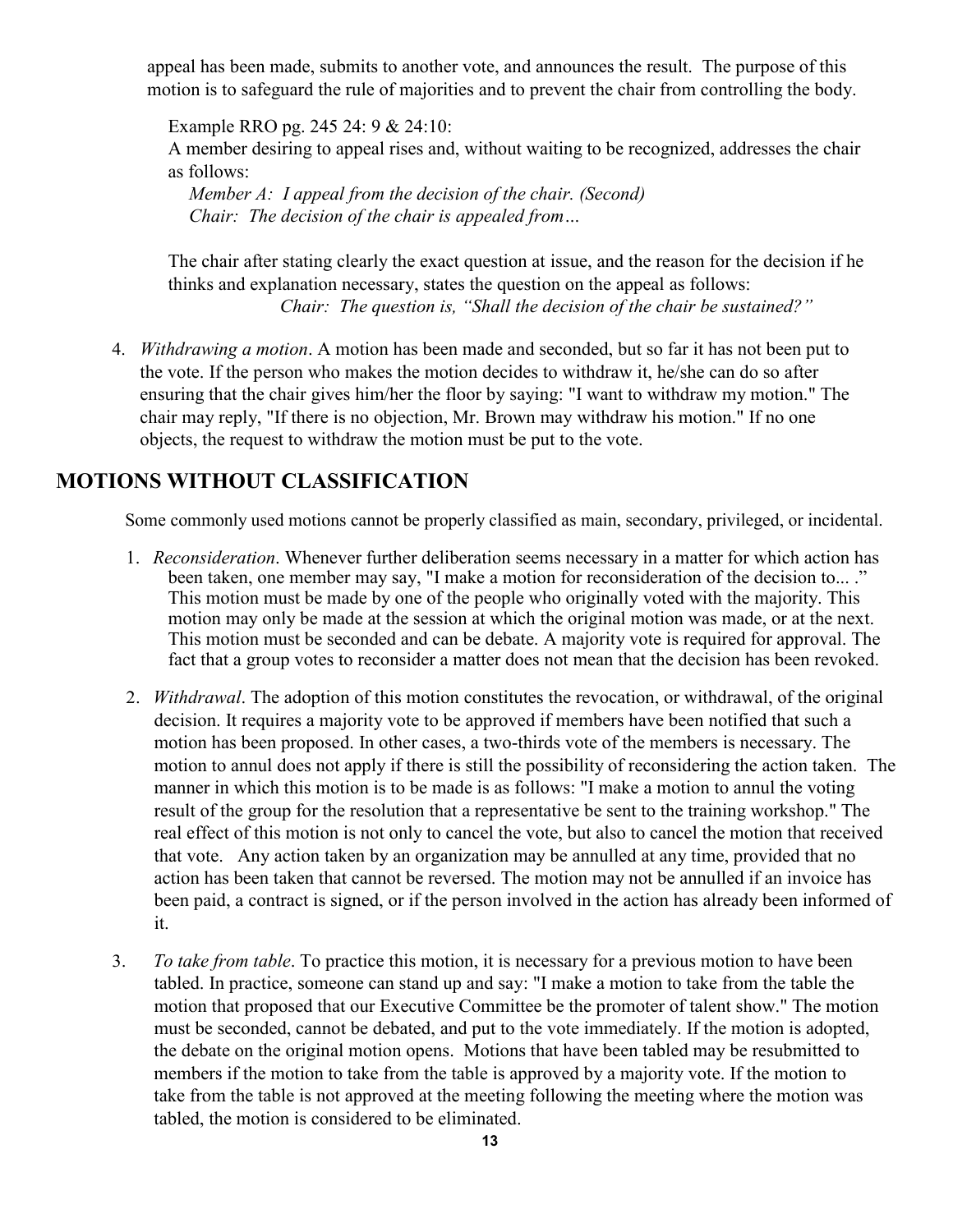appeal has been made, submits to another vote, and announces the result. The purpose of this motion is to safeguard the rule of majorities and to prevent the chair from controlling the body.

Example RRO pg. 245 24: 9 & 24:10:
A member desiring to appeal rises and, without waiting to be recognized, addresses the chair as follows:

*Member A: I appeal from the decision of the chair. (Second)*
*Chair: The decision of the chair is appealed from…*

The chair after stating clearly the exact question at issue, and the reason for the decision if he thinks and explanation necessary, states the question on the appeal as follows:

*Chair: The question is, "Shall the decision of the chair be sustained?"*

4. *Withdrawing a motion*. A motion has been made and seconded, but so far it has not been put to the vote. If the person who makes the motion decides to withdraw it, he/she can do so after ensuring that the chair gives him/her the floor by saying: "I want to withdraw my motion." The chair may reply, "If there is no objection, Mr. Brown may withdraw his motion." If no one objects, the request to withdraw the motion must be put to the vote.

## MOTIONS WITHOUT CLASSIFICATION

Some commonly used motions cannot be properly classified as main, secondary, privileged, or incidental.

1. *Reconsideration*. Whenever further deliberation seems necessary in a matter for which action has been taken, one member may say, "I make a motion for reconsideration of the decision to... ." This motion must be made by one of the people who originally voted with the majority. This motion may only be made at the session at which the original motion was made, or at the next. This motion must be seconded and can be debate. A majority vote is required for approval. The fact that a group votes to reconsider a matter does not mean that the decision has been revoked.

2. *Withdrawal*. The adoption of this motion constitutes the revocation, or withdrawal, of the original decision. It requires a majority vote to be approved if members have been notified that such a motion has been proposed. In other cases, a two-thirds vote of the members is necessary. The motion to annul does not apply if there is still the possibility of reconsidering the action taken. The manner in which this motion is to be made is as follows: "I make a motion to annul the voting result of the group for the resolution that a representative be sent to the training workshop." The real effect of this motion is not only to cancel the vote, but also to cancel the motion that received that vote. Any action taken by an organization may be annulled at any time, provided that no action has been taken that cannot be reversed. The motion may not be annulled if an invoice has been paid, a contract is signed, or if the person involved in the action has already been informed of it.

3. *To take from table*. To practice this motion, it is necessary for a previous motion to have been tabled. In practice, someone can stand up and say: "I make a motion to take from the table the motion that proposed that our Executive Committee be the promoter of talent show." The motion must be seconded, cannot be debated, and put to the vote immediately. If the motion is adopted, the debate on the original motion opens. Motions that have been tabled may be resubmitted to members if the motion to take from the table is approved by a majority vote. If the motion to take from the table is not approved at the meeting following the meeting where the motion was tabled, the motion is considered to be eliminated.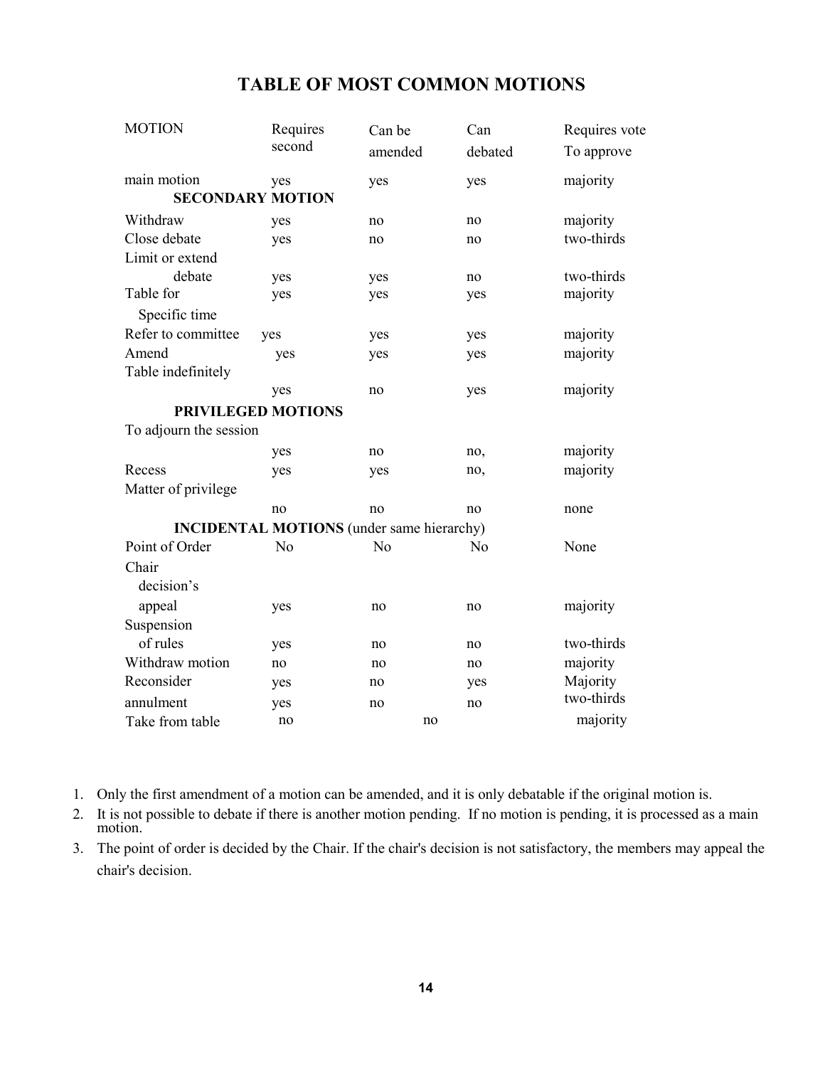# TABLE OF MOST COMMON MOTIONS

| MOTION | Requires second | Can be amended | Can debated | Requires vote To approve |
|---|---|---|---|---|
| main motion | yes | yes | yes | majority |
| **SECONDARY MOTION** | | | | |
| Withdraw | yes | no | no | majority |
| Close debate | yes | no | no | two-thirds |
| Limit or extend debate | yes | yes | no | two-thirds |
| Table for Specific time | yes | yes | yes | majority |
| Refer to committee | yes | yes | yes | majority |
| Amend | yes | yes | yes | majority |
| Table indefinitely | yes | no | yes | majority |
| **PRIVILEGED MOTIONS** | | | | |
| To adjourn the session | yes | no | no, | majority |
| Recess | yes | yes | no, | majority |
| Matter of privilege | no | no | no | none |
| **INCIDENTAL MOTIONS** (under same hierarchy) | | | | |
| Point of Order | No | No | No | None |
| Chair decision's appeal | yes | no | no | majority |
| Suspension of rules | yes | no | no | two-thirds |
| Withdraw motion | no | no | no | majority |
| Reconsider | yes | no | yes | Majority |
| annulment | yes | no | no | two-thirds |
| Take from table | no | no | | majority |

1. Only the first amendment of a motion can be amended, and it is only debatable if the original motion is.
2. It is not possible to debate if there is another motion pending. If no motion is pending, it is processed as a main motion.
3. The point of order is decided by the Chair. If the chair's decision is not satisfactory, the members may appeal the chair's decision.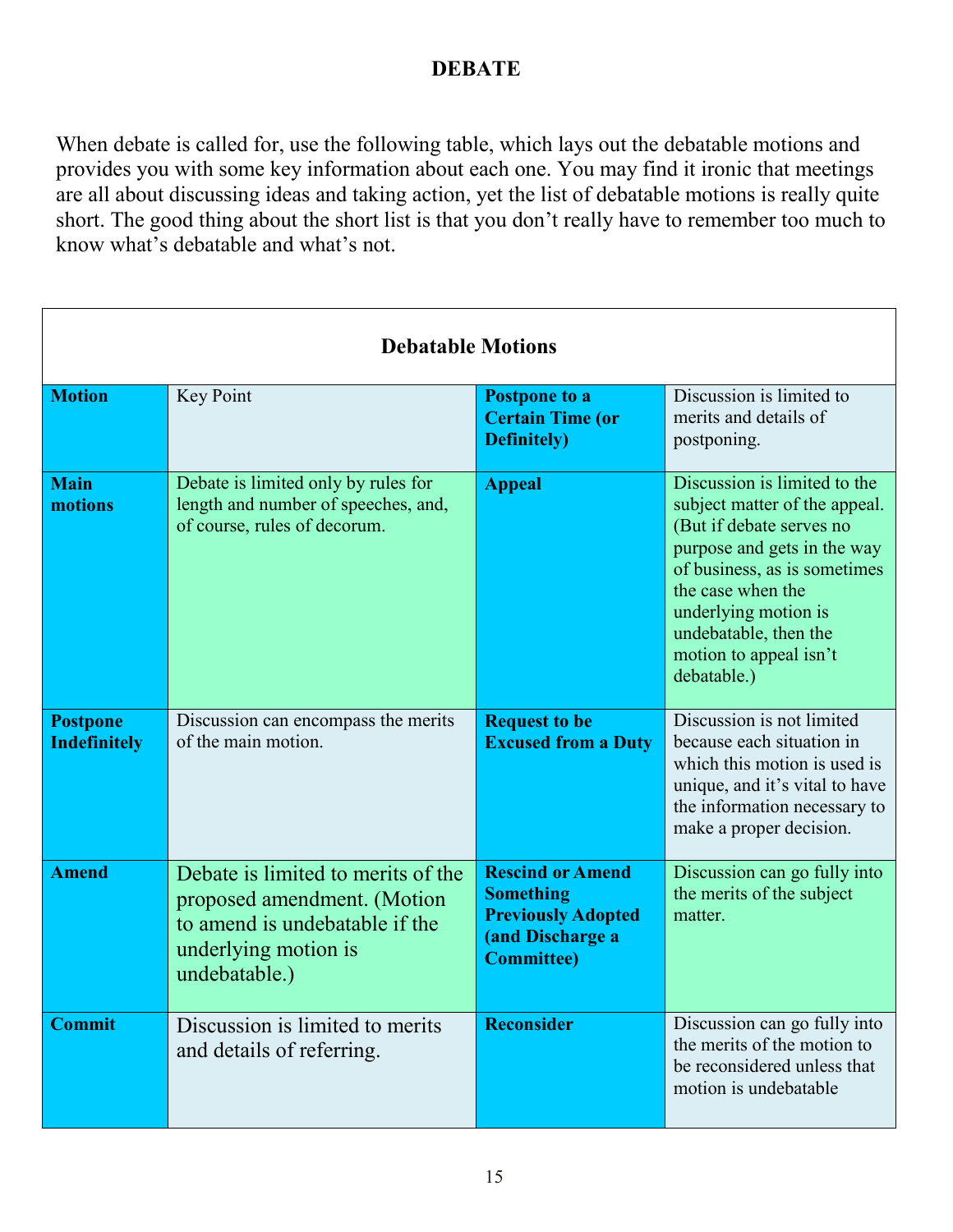# DEBATE

When debate is called for, use the following table, which lays out the debatable motions and provides you with some key information about each one. You may find it ironic that meetings are all about discussing ideas and taking action, yet the list of debatable motions is really quite short. The good thing about the short list is that you don't really have to remember too much to know what's debatable and what's not.

**Debatable Motions**

| **Motion** | Key Point | **Postpone to a Certain Time (or Definitely)** | Discussion is limited to merits and details of postponing. |
|---|---|---|---|
| **Main motions** | Debate is limited only by rules for length and number of speeches, and, of course, rules of decorum. | **Appeal** | Discussion is limited to the subject matter of the appeal. (But if debate serves no purpose and gets in the way of business, as is sometimes the case when the underlying motion is undebatable, then the motion to appeal isn't debatable.) |
| **Postpone Indefinitely** | Discussion can encompass the merits of the main motion. | **Request to be Excused from a Duty** | Discussion is not limited because each situation in which this motion is used is unique, and it's vital to have the information necessary to make a proper decision. |
| **Amend** | Debate is limited to merits of the proposed amendment. (Motion to amend is undebatable if the underlying motion is undebatable.) | **Rescind or Amend Something Previously Adopted (and Discharge a Committee)** | Discussion can go fully into the merits of the subject matter. |
| **Commit** | Discussion is limited to merits and details of referring. | **Reconsider** | Discussion can go fully into the merits of the motion to be reconsidered unless that motion is undebatable |